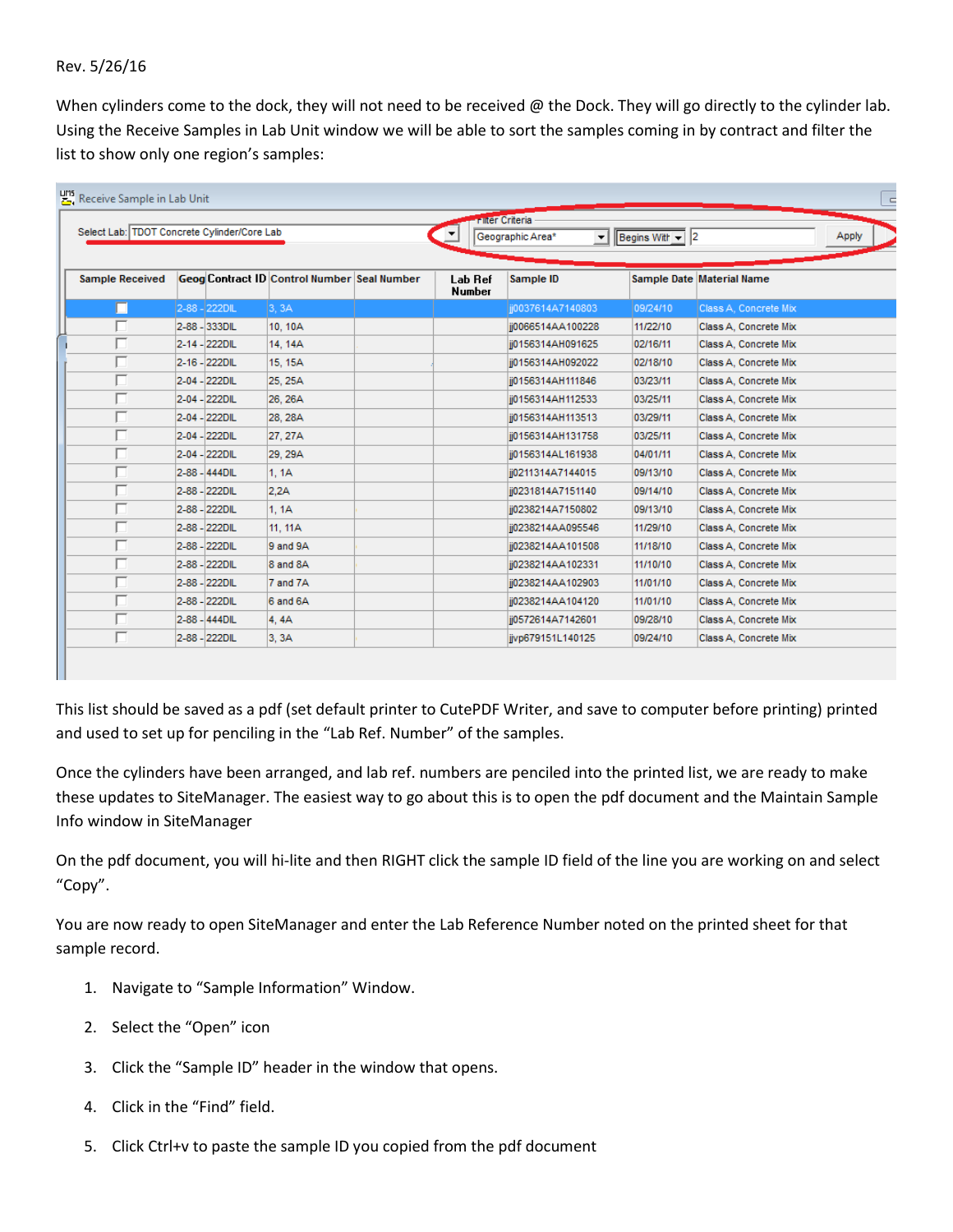Rev. 5/26/16

When cylinders come to the dock, they will not need to be received @ the Dock. They will go directly to the cylinder lab. Using the Receive Samples in Lab Unit window we will be able to sort the samples coming in by contract and filter the list to show only one region's samples:

Receive Sample in Lab Unit

Select Lab: TDOT Concrete Cylinder/Core Lab

Filter Criteria: Geographic Area* | Begins With | 2 | Apply

| Sample Received | Geog | Contract ID | Control Number | Seal Number | Lab Ref Number | Sample ID | Sample Date | Material Name |
|---|---|---|---|---|---|---|---|---|
| ☐ | 2-88 - | 222DIL | 3, 3A | | | jj0037614A7140803 | 09/24/10 | Class A, Concrete Mix |
| ☐ | 2-88 - | 333DIL | 10, 10A | | | jj0066514AA100228 | 11/22/10 | Class A, Concrete Mix |
| ☐ | 2-14 - | 222DIL | 14, 14A | | | jj0156314AH091625 | 02/16/11 | Class A, Concrete Mix |
| ☐ | 2-16 - | 222DIL | 15, 15A | | | jj0156314AH092022 | 02/18/10 | Class A, Concrete Mix |
| ☐ | 2-04 - | 222DIL | 25, 25A | | | jj0156314AH111846 | 03/23/11 | Class A, Concrete Mix |
| ☐ | 2-04 - | 222DIL | 26, 26A | | | jj0156314AH112533 | 03/25/11 | Class A, Concrete Mix |
| ☐ | 2-04 - | 222DIL | 28, 28A | | | jj0156314AH113513 | 03/29/11 | Class A, Concrete Mix |
| ☐ | 2-04 - | 222DIL | 27, 27A | | | jj0156314AH131758 | 03/25/11 | Class A, Concrete Mix |
| ☐ | 2-04 - | 222DIL | 29, 29A | | | jj0156314AL161938 | 04/01/11 | Class A, Concrete Mix |
| ☐ | 2-88 - | 444DIL | 1, 1A | | | jj0211314A7144015 | 09/13/10 | Class A, Concrete Mix |
| ☐ | 2-88 - | 222DIL | 2,2A | | | jj0231814A7151140 | 09/14/10 | Class A, Concrete Mix |
| ☐ | 2-88 - | 222DIL | 1, 1A | | | jj0238214A7150802 | 09/13/10 | Class A, Concrete Mix |
| ☐ | 2-88 - | 222DIL | 11, 11A | | | jj0238214AA095546 | 11/29/10 | Class A, Concrete Mix |
| ☐ | 2-88 - | 222DIL | 9 and 9A | | | jj0238214AA101508 | 11/18/10 | Class A, Concrete Mix |
| ☐ | 2-88 - | 222DIL | 8 and 8A | | | jj0238214AA102331 | 11/10/10 | Class A, Concrete Mix |
| ☐ | 2-88 - | 222DIL | 7 and 7A | | | jj0238214AA102903 | 11/01/10 | Class A, Concrete Mix |
| ☐ | 2-88 - | 222DIL | 6 and 6A | | | jj0238214AA104120 | 11/01/10 | Class A, Concrete Mix |
| ☐ | 2-88 - | 444DIL | 4, 4A | | | jj0572614A7142601 | 09/28/10 | Class A, Concrete Mix |
| ☐ | 2-88 - | 222DIL | 3, 3A | | | jjvp679151L140125 | 09/24/10 | Class A, Concrete Mix |

This list should be saved as a pdf (set default printer to CutePDF Writer, and save to computer before printing) printed and used to set up for penciling in the "Lab Ref. Number" of the samples.

Once the cylinders have been arranged, and lab ref. numbers are penciled into the printed list, we are ready to make these updates to SiteManager. The easiest way to go about this is to open the pdf document and the Maintain Sample Info window in SiteManager

On the pdf document, you will hi-lite and then RIGHT click the sample ID field of the line you are working on and select "Copy".

You are now ready to open SiteManager and enter the Lab Reference Number noted on the printed sheet for that sample record.

1. Navigate to "Sample Information" Window.
2. Select the "Open" icon
3. Click the "Sample ID" header in the window that opens.
4. Click in the "Find" field.
5. Click Ctrl+v to paste the sample ID you copied from the pdf document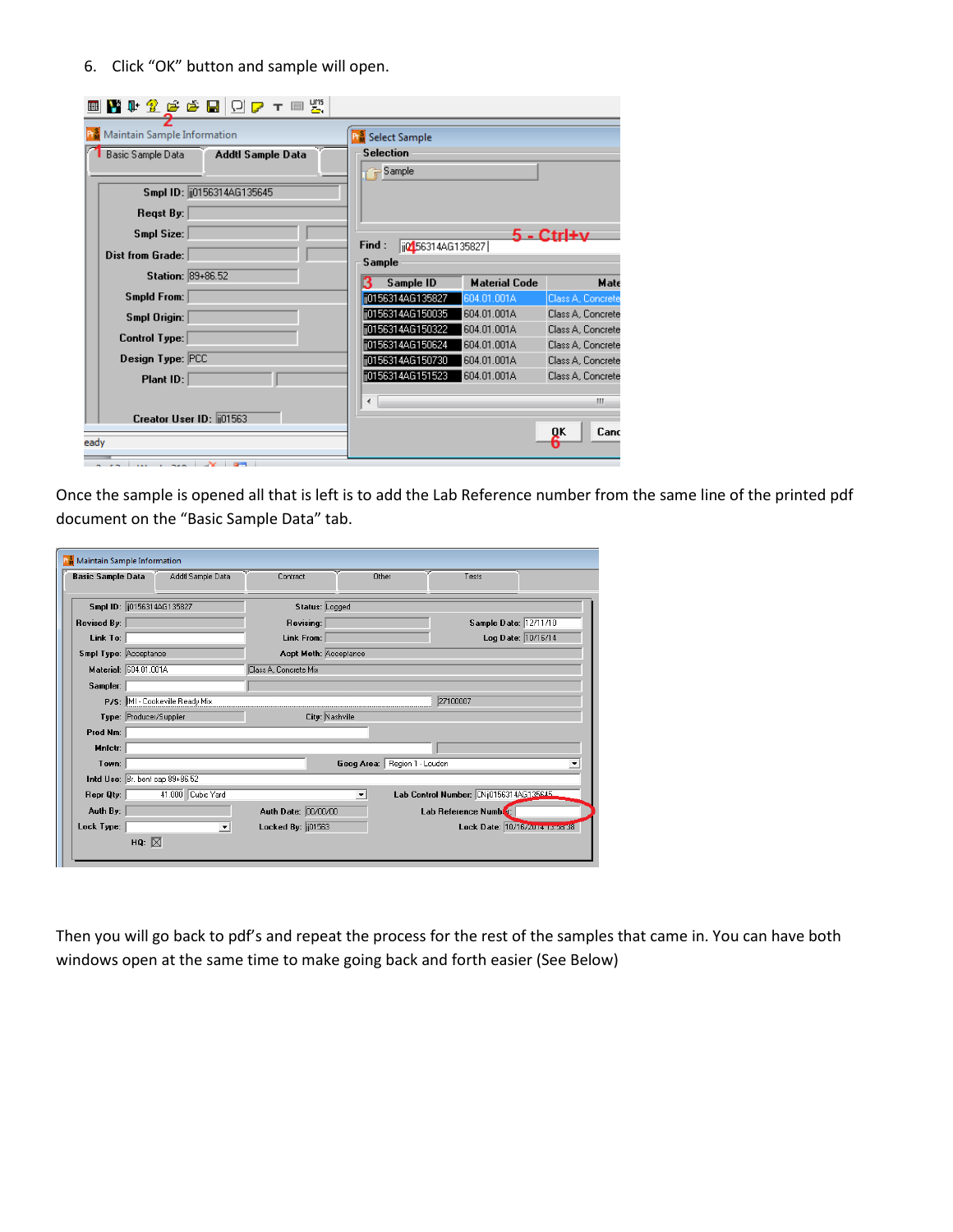6. Click "OK" button and sample will open.

Once the sample is opened all that is left is to add the Lab Reference number from the same line of the printed pdf document on the "Basic Sample Data" tab.

Then you will go back to pdf's and repeat the process for the rest of the samples that came in. You can have both windows open at the same time to make going back and forth easier (See Below)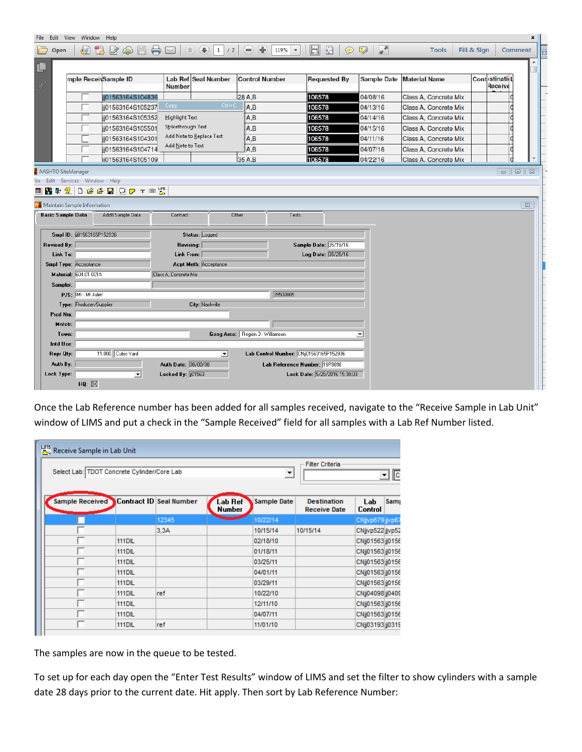Once the Lab Reference number has been added for all samples received, navigate to the “Receive Sample in Lab Unit” window of LIMS and put a check in the “Sample Received” field for all samples with a Lab Ref Number listed.

The samples are now in the queue to be tested.

To set up for each day open the “Enter Test Results” window of LIMS and set the filter to show cylinders with a sample date 28 days prior to the current date. Hit apply. Then sort by Lab Reference Number: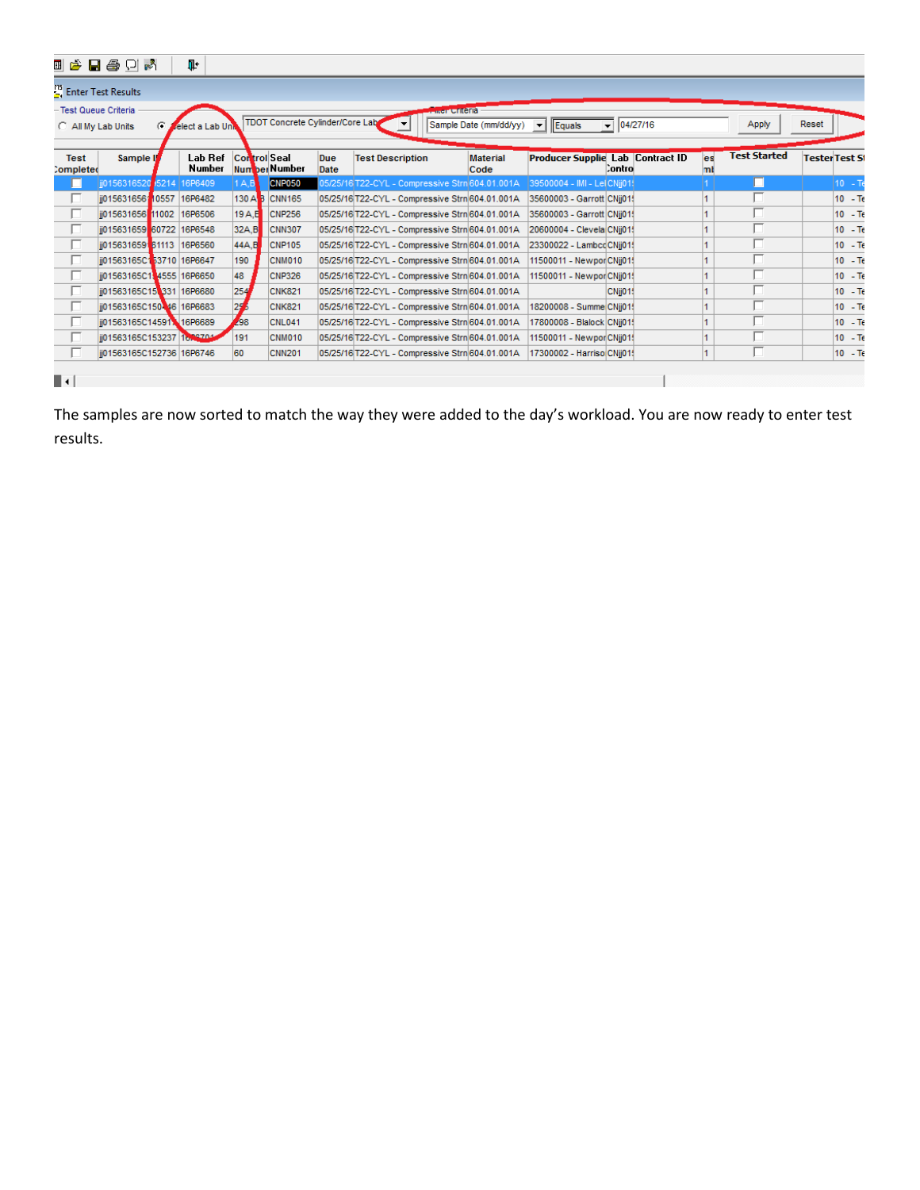Enter Test Results

Test Queue Criteria

All My Lab Units | Select a Lab Unit: TDOT Concrete Cylinder/Core Lab

Filter Criteria: Sample Date (mm/dd/yy) | Equals | 04/27/16 | Apply | Reset

| Test Completed | Sample ID | Lab Ref Number | Control Number | Seal Number | Due Date | Test Description | Material Code | Producer Supplier | Lab Control | Contract ID | es ml | Test Started | Tester | Test St |
|---|---|---|---|---|---|---|---|---|---|---|---|---|---|---|
| | jj01563165205214 | 16P6409 | 1 A,B | CNP050 | 05/25/16 | T22-CYL - Compressive Strn | 604.01.001A | 39500004 - IMI - Le | CNjj01 | | 1 | | | 10 - Te |
| | jj0156316560557 | 16P6482 | 130 A,B | CNN165 | 05/25/16 | T22-CYL - Compressive Strn | 604.01.001A | 35600003 - Garrott | CNjj01 | | 1 | | | 10 - Te |
| | jj0156316561002 | 16P6506 | 19 A,B | CNP256 | 05/25/16 | T22-CYL - Compressive Strn | 604.01.001A | 35600003 - Garrott | CNjj01 | | 1 | | | 10 - Te |
| | jj0156316596​0722 | 16P6548 | 32A,B | CNN307 | 05/25/16 | T22-CYL - Compressive Strn | 604.01.001A | 20600004 - Clevela | CNjj01 | | 1 | | | 10 - Te |
| | jj0156316591113 | 16P6560 | 44A,B | CNP105 | 05/25/16 | T22-CYL - Compressive Strn | 604.01.001A | 23300022 - Lambcc | CNjj01 | | 1 | | | 10 - Te |
| | jj01563165C63710 | 16P6647 | 190 | CNM010 | 05/25/16 | T22-CYL - Compressive Strn | 604.01.001A | 11500011 - Newpor | CNjj01 | | 1 | | | 10 - Te |
| | jj01563165C14555 | 16P6650 | 48 | CNP326 | 05/25/16 | T22-CYL - Compressive Strn | 604.01.001A | 11500011 - Newpor | CNjj01 | | 1 | | | 10 - Te |
| | jj01563165C15331 | 16P6680 | 254 | CNK821 | 05/25/16 | T22-CYL - Compressive Strn | 604.01.001A | | CNjj01 | | 1 | | | 10 - Te |
| | jj01563165C15046 | 16P6683 | 255 | CNK821 | 05/25/16 | T22-CYL - Compressive Strn | 604.01.001A | 18200008 - Summe | CNjj01 | | 1 | | | 10 - Te |
| | jj01563165C14591 | 16P6689 | 298 | CNL041 | 05/25/16 | T22-CYL - Compressive Strn | 604.01.001A | 17800008 - Blalock | CNjj01 | | 1 | | | 10 - Te |
| | jj01563165C153237 | 16P6701 | 191 | CNM010 | 05/25/16 | T22-CYL - Compressive Strn | 604.01.001A | 11500011 - Newpor | CNjj01 | | 1 | | | 10 - Te |
| | jj01563165C152736 | 16P6746 | 60 | CNN201 | 05/25/16 | T22-CYL - Compressive Strn | 604.01.001A | 17300002 - Harriso | CNjj01 | | 1 | | | 10 - Te |

The samples are now sorted to match the way they were added to the day's workload. You are now ready to enter test results.